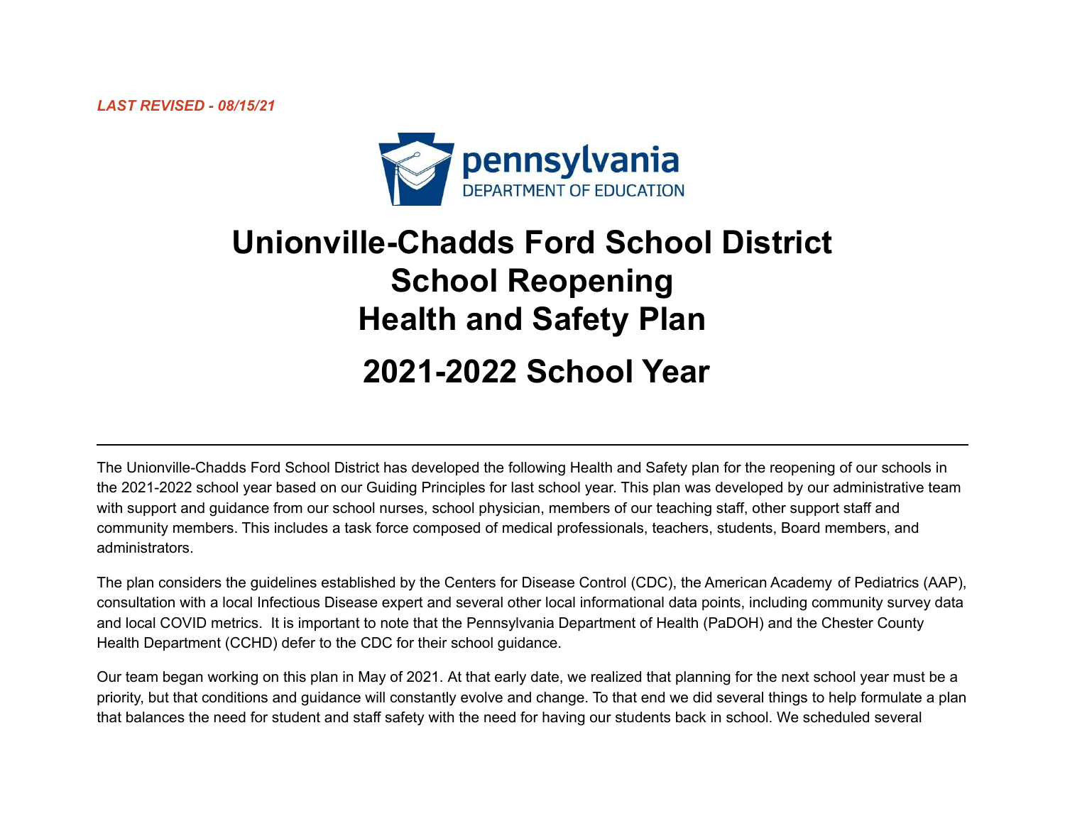*LAST REVISED - 08/15/21*

pennsylvania
DEPARTMENT OF EDUCATION

# Unionville-Chadds Ford School District School Reopening Health and Safety Plan

# 2021-2022 School Year

---

The Unionville-Chadds Ford School District has developed the following Health and Safety plan for the reopening of our schools in the 2021-2022 school year based on our Guiding Principles for last school year. This plan was developed by our administrative team with support and guidance from our school nurses, school physician, members of our teaching staff, other support staff and community members. This includes a task force composed of medical professionals, teachers, students, Board members, and administrators.

The plan considers the guidelines established by the Centers for Disease Control (CDC), the American Academy of Pediatrics (AAP), consultation with a local Infectious Disease expert and several other local informational data points, including community survey data and local COVID metrics. It is important to note that the Pennsylvania Department of Health (PaDOH) and the Chester County Health Department (CCHD) defer to the CDC for their school guidance.

Our team began working on this plan in May of 2021. At that early date, we realized that planning for the next school year must be a priority, but that conditions and guidance will constantly evolve and change. To that end we did several things to help formulate a plan that balances the need for student and staff safety with the need for having our students back in school. We scheduled several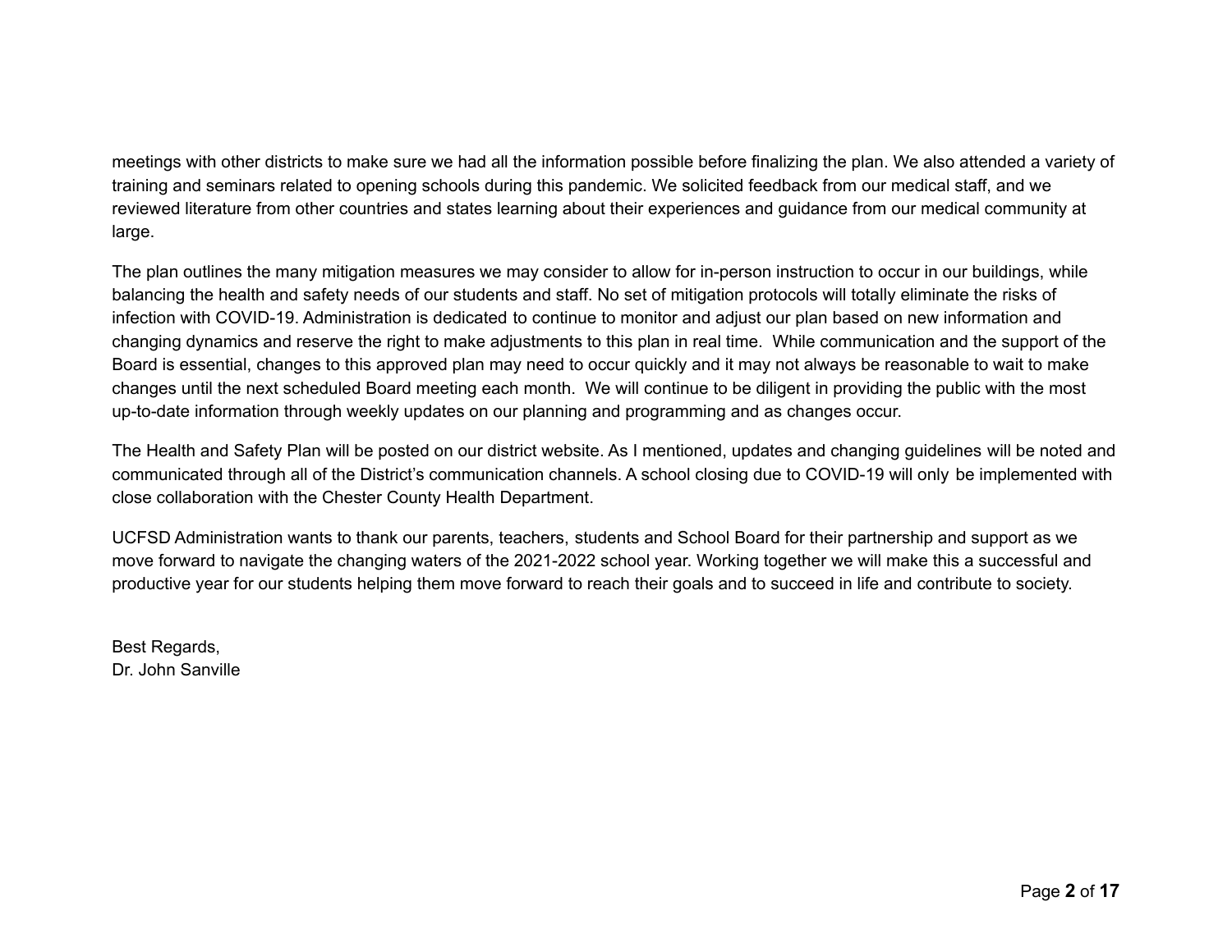meetings with other districts to make sure we had all the information possible before finalizing the plan. We also attended a variety of training and seminars related to opening schools during this pandemic. We solicited feedback from our medical staff, and we reviewed literature from other countries and states learning about their experiences and guidance from our medical community at large.

The plan outlines the many mitigation measures we may consider to allow for in-person instruction to occur in our buildings, while balancing the health and safety needs of our students and staff. No set of mitigation protocols will totally eliminate the risks of infection with COVID-19. Administration is dedicated to continue to monitor and adjust our plan based on new information and changing dynamics and reserve the right to make adjustments to this plan in real time. While communication and the support of the Board is essential, changes to this approved plan may need to occur quickly and it may not always be reasonable to wait to make changes until the next scheduled Board meeting each month. We will continue to be diligent in providing the public with the most up-to-date information through weekly updates on our planning and programming and as changes occur.

The Health and Safety Plan will be posted on our district website. As I mentioned, updates and changing guidelines will be noted and communicated through all of the District's communication channels. A school closing due to COVID-19 will only be implemented with close collaboration with the Chester County Health Department.

UCFSD Administration wants to thank our parents, teachers, students and School Board for their partnership and support as we move forward to navigate the changing waters of the 2021-2022 school year. Working together we will make this a successful and productive year for our students helping them move forward to reach their goals and to succeed in life and contribute to society.

Best Regards,
Dr. John Sanville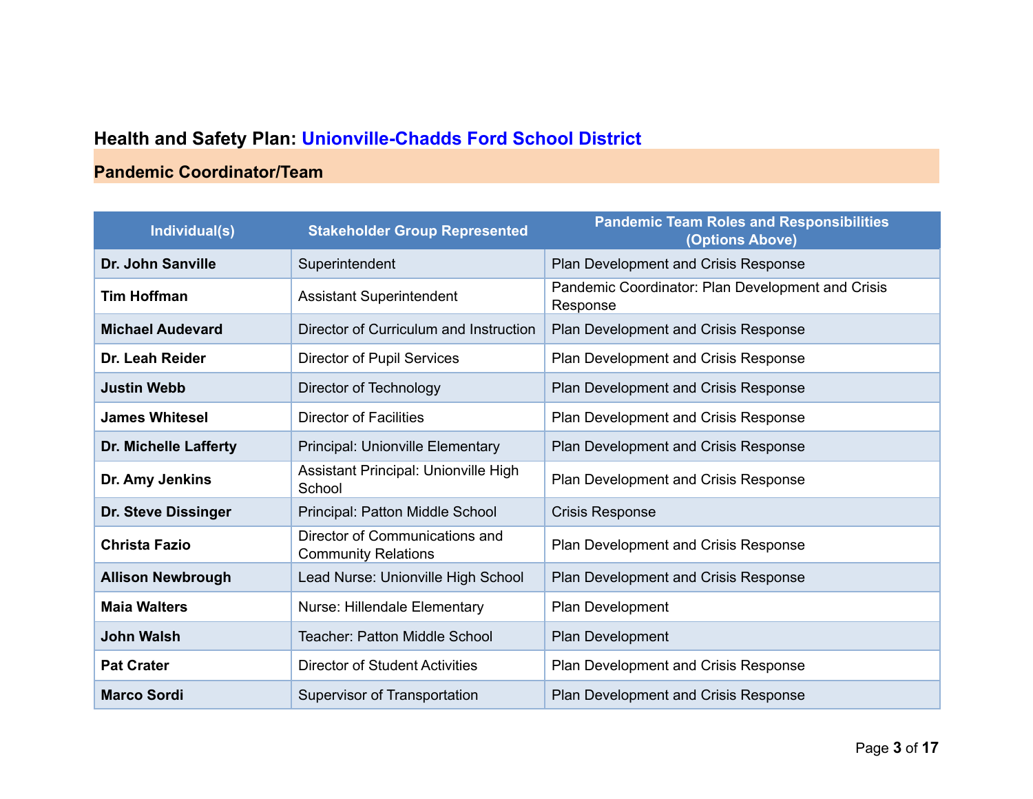## Health and Safety Plan: Unionville-Chadds Ford School District

### Pandemic Coordinator/Team

| Individual(s) | Stakeholder Group Represented | Pandemic Team Roles and Responsibilities (Options Above) |
|---|---|---|
| **Dr. John Sanville** | Superintendent | Plan Development and Crisis Response |
| **Tim Hoffman** | Assistant Superintendent | Pandemic Coordinator: Plan Development and Crisis Response |
| **Michael Audevard** | Director of Curriculum and Instruction | Plan Development and Crisis Response |
| **Dr. Leah Reider** | Director of Pupil Services | Plan Development and Crisis Response |
| **Justin Webb** | Director of Technology | Plan Development and Crisis Response |
| **James Whitesel** | Director of Facilities | Plan Development and Crisis Response |
| **Dr. Michelle Lafferty** | Principal: Unionville Elementary | Plan Development and Crisis Response |
| **Dr. Amy Jenkins** | Assistant Principal: Unionville High School | Plan Development and Crisis Response |
| **Dr. Steve Dissinger** | Principal: Patton Middle School | Crisis Response |
| **Christa Fazio** | Director of Communications and Community Relations | Plan Development and Crisis Response |
| **Allison Newbrough** | Lead Nurse: Unionville High School | Plan Development and Crisis Response |
| **Maia Walters** | Nurse: Hillendale Elementary | Plan Development |
| **John Walsh** | Teacher: Patton Middle School | Plan Development |
| **Pat Crater** | Director of Student Activities | Plan Development and Crisis Response |
| **Marco Sordi** | Supervisor of Transportation | Plan Development and Crisis Response |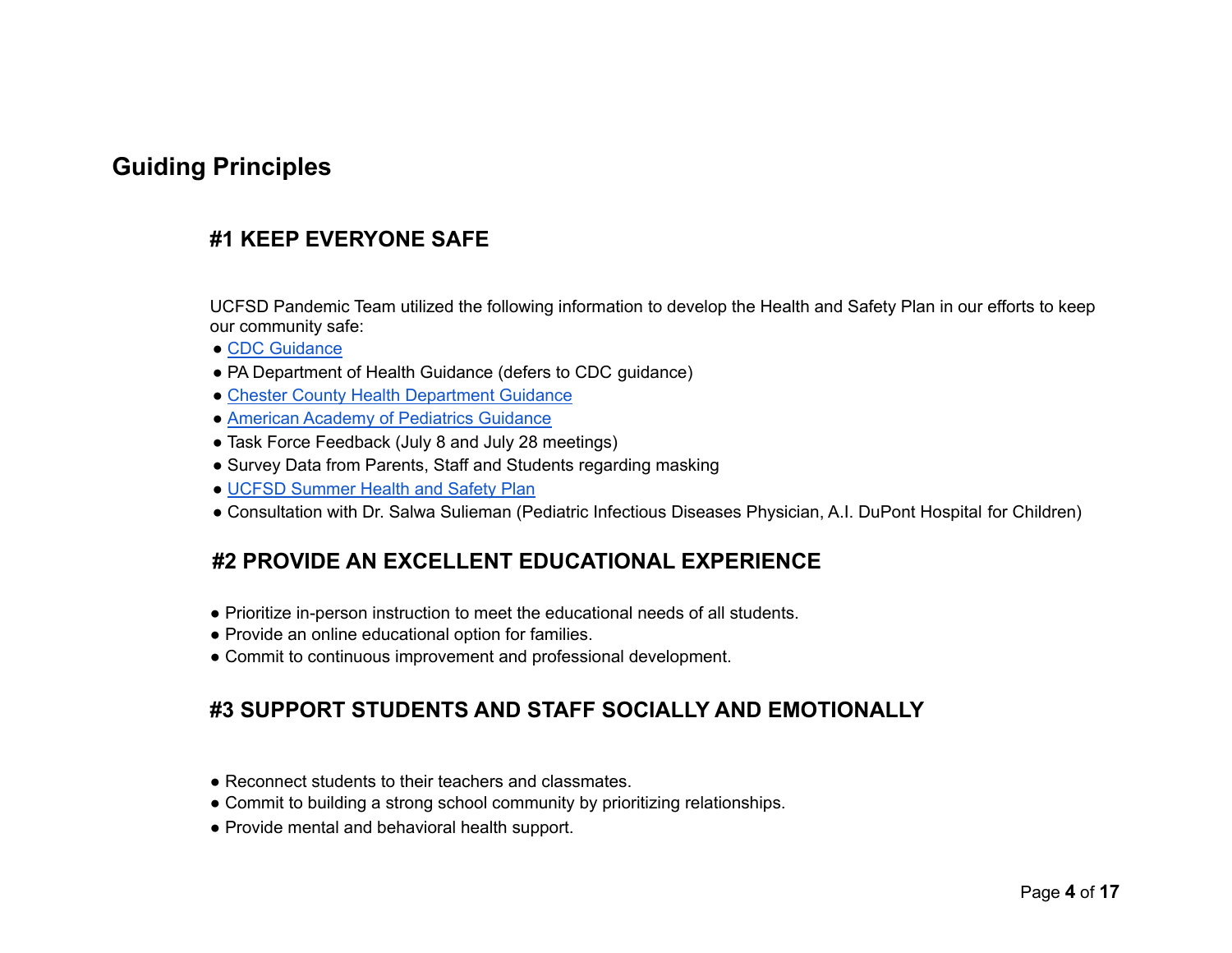# Guiding Principles

## #1 KEEP EVERYONE SAFE

UCFSD Pandemic Team utilized the following information to develop the Health and Safety Plan in our efforts to keep our community safe:

- CDC Guidance
- PA Department of Health Guidance (defers to CDC guidance)
- Chester County Health Department Guidance
- American Academy of Pediatrics Guidance
- Task Force Feedback (July 8 and July 28 meetings)
- Survey Data from Parents, Staff and Students regarding masking
- UCFSD Summer Health and Safety Plan
- Consultation with Dr. Salwa Sulieman (Pediatric Infectious Diseases Physician, A.I. DuPont Hospital for Children)

## #2 PROVIDE AN EXCELLENT EDUCATIONAL EXPERIENCE

- Prioritize in-person instruction to meet the educational needs of all students.
- Provide an online educational option for families.
- Commit to continuous improvement and professional development.

## #3 SUPPORT STUDENTS AND STAFF SOCIALLY AND EMOTIONALLY

- Reconnect students to their teachers and classmates.
- Commit to building a strong school community by prioritizing relationships.
- Provide mental and behavioral health support.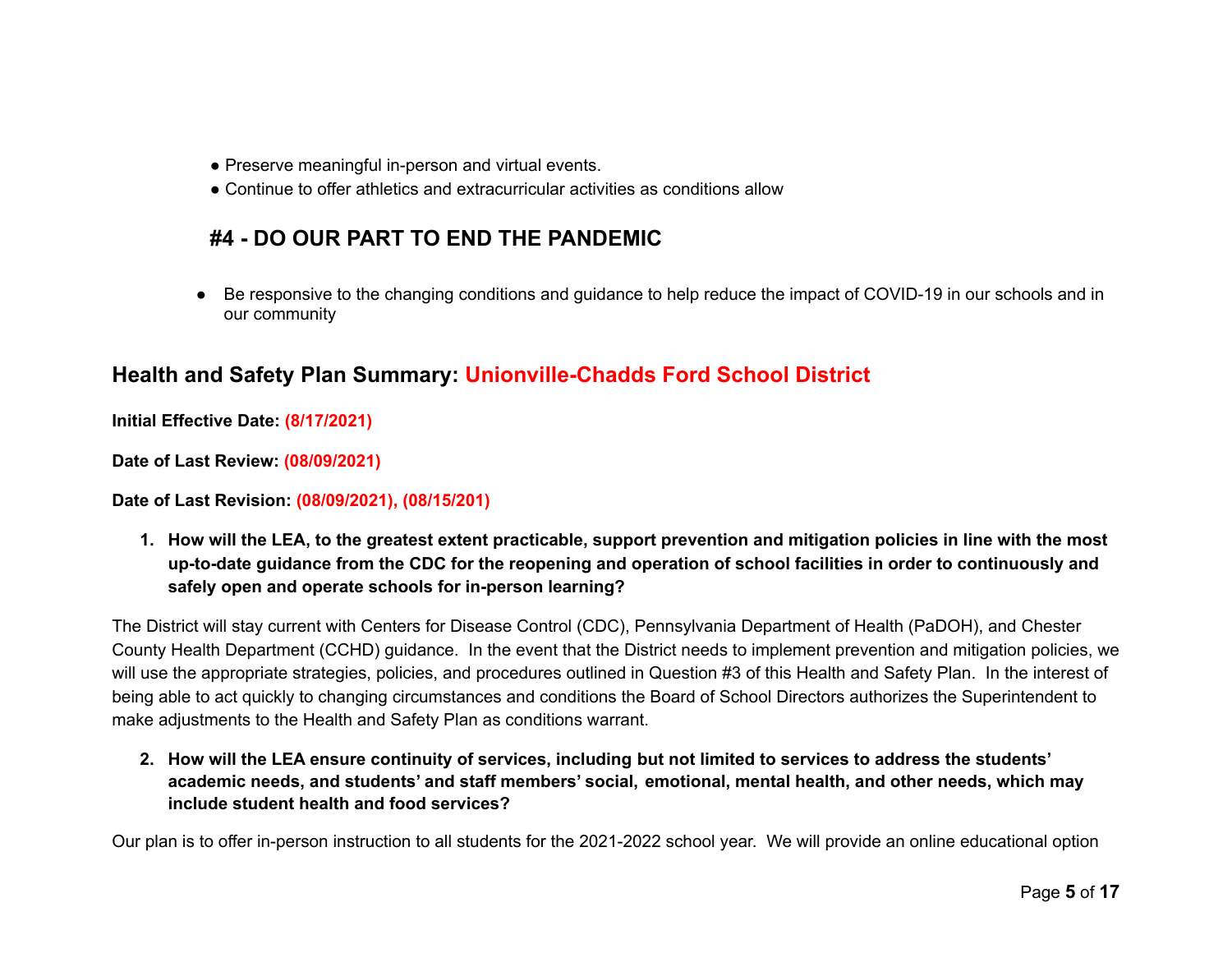- Preserve meaningful in-person and virtual events.
- Continue to offer athletics and extracurricular activities as conditions allow

### #4 - DO OUR PART TO END THE PANDEMIC

- Be responsive to the changing conditions and guidance to help reduce the impact of COVID-19 in our schools and in our community

## Health and Safety Plan Summary: Unionville-Chadds Ford School District

**Initial Effective Date:** **(8/17/2021)**

**Date of Last Review:** **(08/09/2021)**

**Date of Last Revision:** **(08/09/2021), (08/15/201)**

1. **How will the LEA, to the greatest extent practicable, support prevention and mitigation policies in line with the most up-to-date guidance from the CDC for the reopening and operation of school facilities in order to continuously and safely open and operate schools for in-person learning?**

The District will stay current with Centers for Disease Control (CDC), Pennsylvania Department of Health (PaDOH), and Chester County Health Department (CCHD) guidance. In the event that the District needs to implement prevention and mitigation policies, we will use the appropriate strategies, policies, and procedures outlined in Question #3 of this Health and Safety Plan. In the interest of being able to act quickly to changing circumstances and conditions the Board of School Directors authorizes the Superintendent to make adjustments to the Health and Safety Plan as conditions warrant.

2. **How will the LEA ensure continuity of services, including but not limited to services to address the students' academic needs, and students' and staff members' social, emotional, mental health, and other needs, which may include student health and food services?**

Our plan is to offer in-person instruction to all students for the 2021-2022 school year. We will provide an online educational option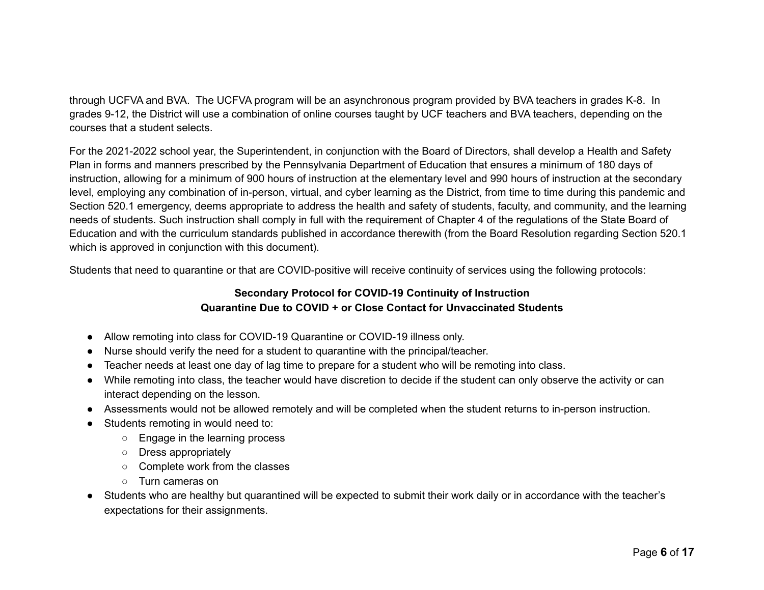through UCFVA and BVA. The UCFVA program will be an asynchronous program provided by BVA teachers in grades K-8. In grades 9-12, the District will use a combination of online courses taught by UCF teachers and BVA teachers, depending on the courses that a student selects.

For the 2021-2022 school year, the Superintendent, in conjunction with the Board of Directors, shall develop a Health and Safety Plan in forms and manners prescribed by the Pennsylvania Department of Education that ensures a minimum of 180 days of instruction, allowing for a minimum of 900 hours of instruction at the elementary level and 990 hours of instruction at the secondary level, employing any combination of in-person, virtual, and cyber learning as the District, from time to time during this pandemic and Section 520.1 emergency, deems appropriate to address the health and safety of students, faculty, and community, and the learning needs of students. Such instruction shall comply in full with the requirement of Chapter 4 of the regulations of the State Board of Education and with the curriculum standards published in accordance therewith (from the Board Resolution regarding Section 520.1 which is approved in conjunction with this document).

Students that need to quarantine or that are COVID-positive will receive continuity of services using the following protocols:

**Secondary Protocol for COVID-19 Continuity of Instruction**
**Quarantine Due to COVID + or Close Contact for Unvaccinated Students**

- Allow remoting into class for COVID-19 Quarantine or COVID-19 illness only.
- Nurse should verify the need for a student to quarantine with the principal/teacher.
- Teacher needs at least one day of lag time to prepare for a student who will be remoting into class.
- While remoting into class, the teacher would have discretion to decide if the student can only observe the activity or can interact depending on the lesson.
- Assessments would not be allowed remotely and will be completed when the student returns to in-person instruction.
- Students remoting in would need to:
  - Engage in the learning process
  - Dress appropriately
  - Complete work from the classes
  - Turn cameras on
- Students who are healthy but quarantined will be expected to submit their work daily or in accordance with the teacher's expectations for their assignments.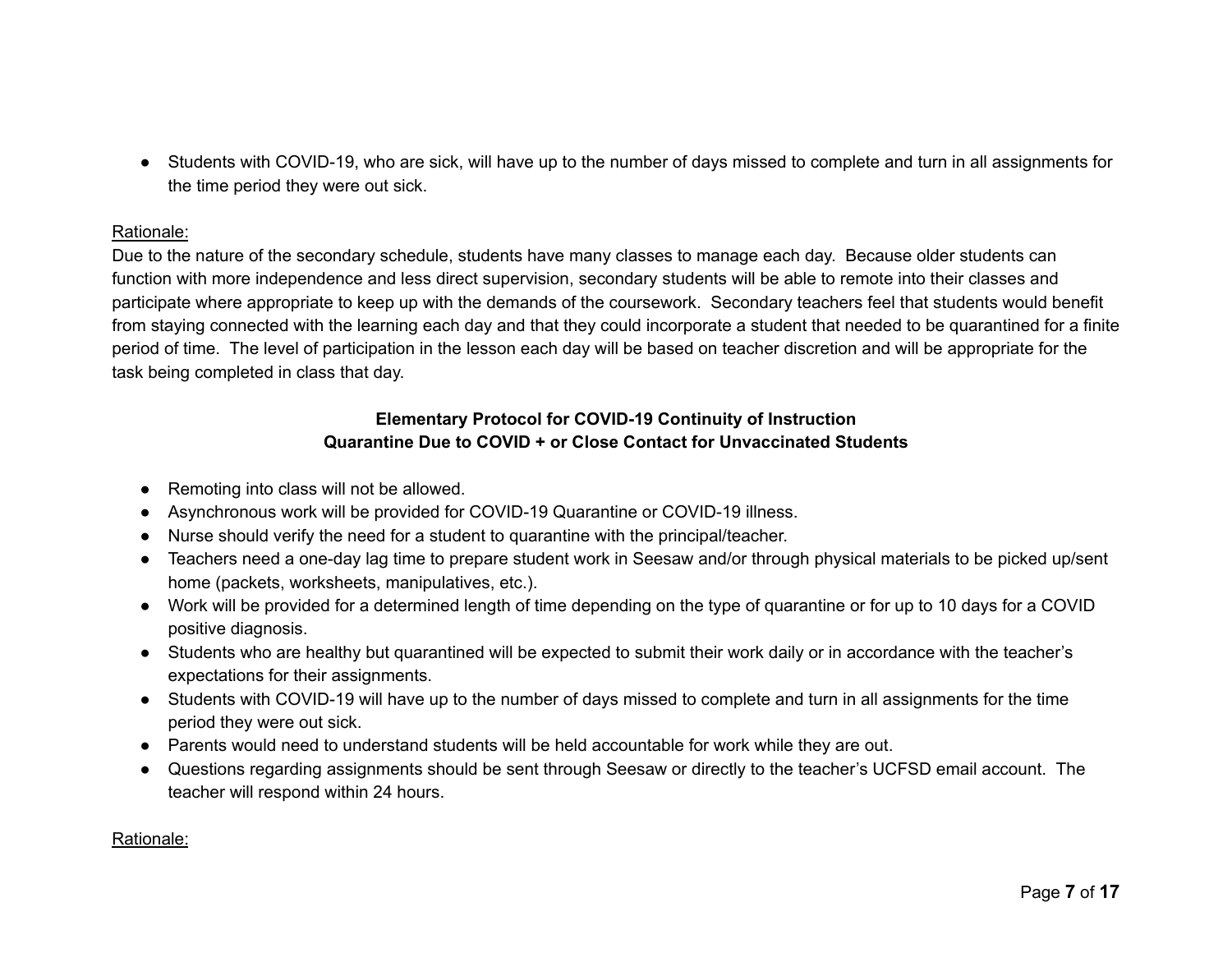- Students with COVID-19, who are sick, will have up to the number of days missed to complete and turn in all assignments for the time period they were out sick.

Rationale:

Due to the nature of the secondary schedule, students have many classes to manage each day. Because older students can function with more independence and less direct supervision, secondary students will be able to remote into their classes and participate where appropriate to keep up with the demands of the coursework. Secondary teachers feel that students would benefit from staying connected with the learning each day and that they could incorporate a student that needed to be quarantined for a finite period of time. The level of participation in the lesson each day will be based on teacher discretion and will be appropriate for the task being completed in class that day.

**Elementary Protocol for COVID-19 Continuity of Instruction**
**Quarantine Due to COVID + or Close Contact for Unvaccinated Students**

- Remoting into class will not be allowed.
- Asynchronous work will be provided for COVID-19 Quarantine or COVID-19 illness.
- Nurse should verify the need for a student to quarantine with the principal/teacher.
- Teachers need a one-day lag time to prepare student work in Seesaw and/or through physical materials to be picked up/sent home (packets, worksheets, manipulatives, etc.).
- Work will be provided for a determined length of time depending on the type of quarantine or for up to 10 days for a COVID positive diagnosis.
- Students who are healthy but quarantined will be expected to submit their work daily or in accordance with the teacher's expectations for their assignments.
- Students with COVID-19 will have up to the number of days missed to complete and turn in all assignments for the time period they were out sick.
- Parents would need to understand students will be held accountable for work while they are out.
- Questions regarding assignments should be sent through Seesaw or directly to the teacher's UCFSD email account. The teacher will respond within 24 hours.

Rationale: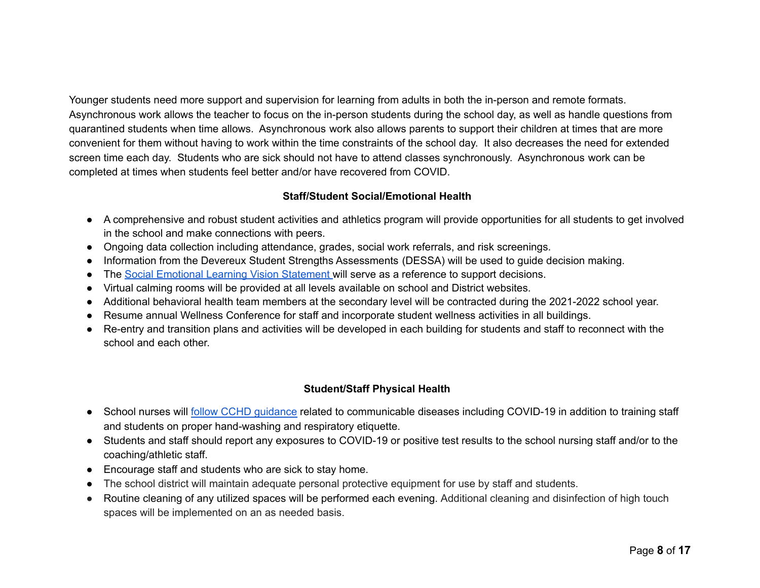Younger students need more support and supervision for learning from adults in both the in-person and remote formats. Asynchronous work allows the teacher to focus on the in-person students during the school day, as well as handle questions from quarantined students when time allows. Asynchronous work also allows parents to support their children at times that are more convenient for them without having to work within the time constraints of the school day. It also decreases the need for extended screen time each day. Students who are sick should not have to attend classes synchronously. Asynchronous work can be completed at times when students feel better and/or have recovered from COVID.

### Staff/Student Social/Emotional Health

- A comprehensive and robust student activities and athletics program will provide opportunities for all students to get involved in the school and make connections with peers.
- Ongoing data collection including attendance, grades, social work referrals, and risk screenings.
- Information from the Devereux Student Strengths Assessments (DESSA) will be used to guide decision making.
- The Social Emotional Learning Vision Statement will serve as a reference to support decisions.
- Virtual calming rooms will be provided at all levels available on school and District websites.
- Additional behavioral health team members at the secondary level will be contracted during the 2021-2022 school year.
- Resume annual Wellness Conference for staff and incorporate student wellness activities in all buildings.
- Re-entry and transition plans and activities will be developed in each building for students and staff to reconnect with the school and each other.

### Student/Staff Physical Health

- School nurses will follow CCHD guidance related to communicable diseases including COVID-19 in addition to training staff and students on proper hand-washing and respiratory etiquette.
- Students and staff should report any exposures to COVID-19 or positive test results to the school nursing staff and/or to the coaching/athletic staff.
- Encourage staff and students who are sick to stay home.
- The school district will maintain adequate personal protective equipment for use by staff and students.
- Routine cleaning of any utilized spaces will be performed each evening. Additional cleaning and disinfection of high touch spaces will be implemented on an as needed basis.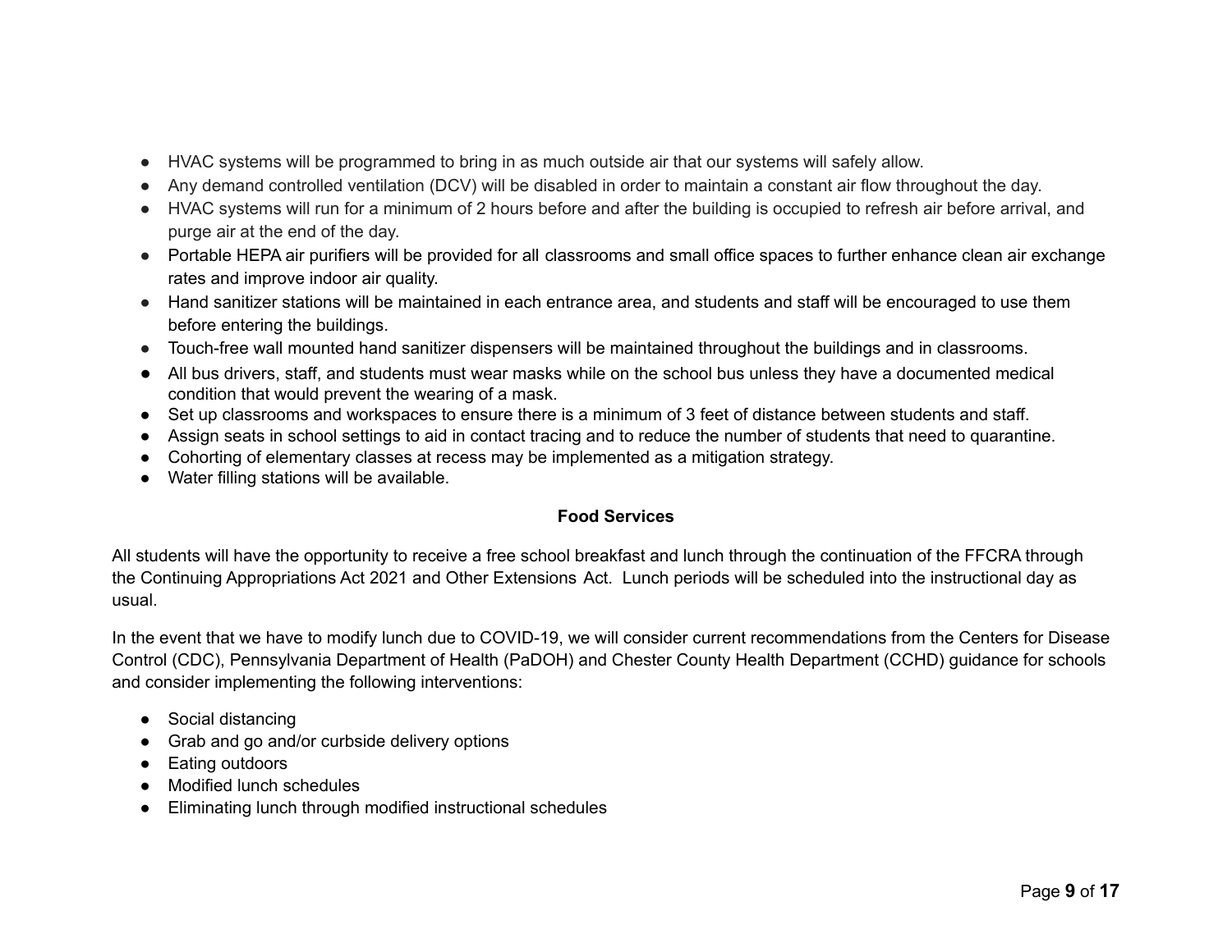- HVAC systems will be programmed to bring in as much outside air that our systems will safely allow.
- Any demand controlled ventilation (DCV) will be disabled in order to maintain a constant air flow throughout the day.
- HVAC systems will run for a minimum of 2 hours before and after the building is occupied to refresh air before arrival, and purge air at the end of the day.
- Portable HEPA air purifiers will be provided for all classrooms and small office spaces to further enhance clean air exchange rates and improve indoor air quality.
- Hand sanitizer stations will be maintained in each entrance area, and students and staff will be encouraged to use them before entering the buildings.
- Touch-free wall mounted hand sanitizer dispensers will be maintained throughout the buildings and in classrooms.
- All bus drivers, staff, and students must wear masks while on the school bus unless they have a documented medical condition that would prevent the wearing of a mask.
- Set up classrooms and workspaces to ensure there is a minimum of 3 feet of distance between students and staff.
- Assign seats in school settings to aid in contact tracing and to reduce the number of students that need to quarantine.
- Cohorting of elementary classes at recess may be implemented as a mitigation strategy.
- Water filling stations will be available.

**Food Services**

All students will have the opportunity to receive a free school breakfast and lunch through the continuation of the FFCRA through the Continuing Appropriations Act 2021 and Other Extensions Act. Lunch periods will be scheduled into the instructional day as usual.

In the event that we have to modify lunch due to COVID-19, we will consider current recommendations from the Centers for Disease Control (CDC), Pennsylvania Department of Health (PaDOH) and Chester County Health Department (CCHD) guidance for schools and consider implementing the following interventions:

- Social distancing
- Grab and go and/or curbside delivery options
- Eating outdoors
- Modified lunch schedules
- Eliminating lunch through modified instructional schedules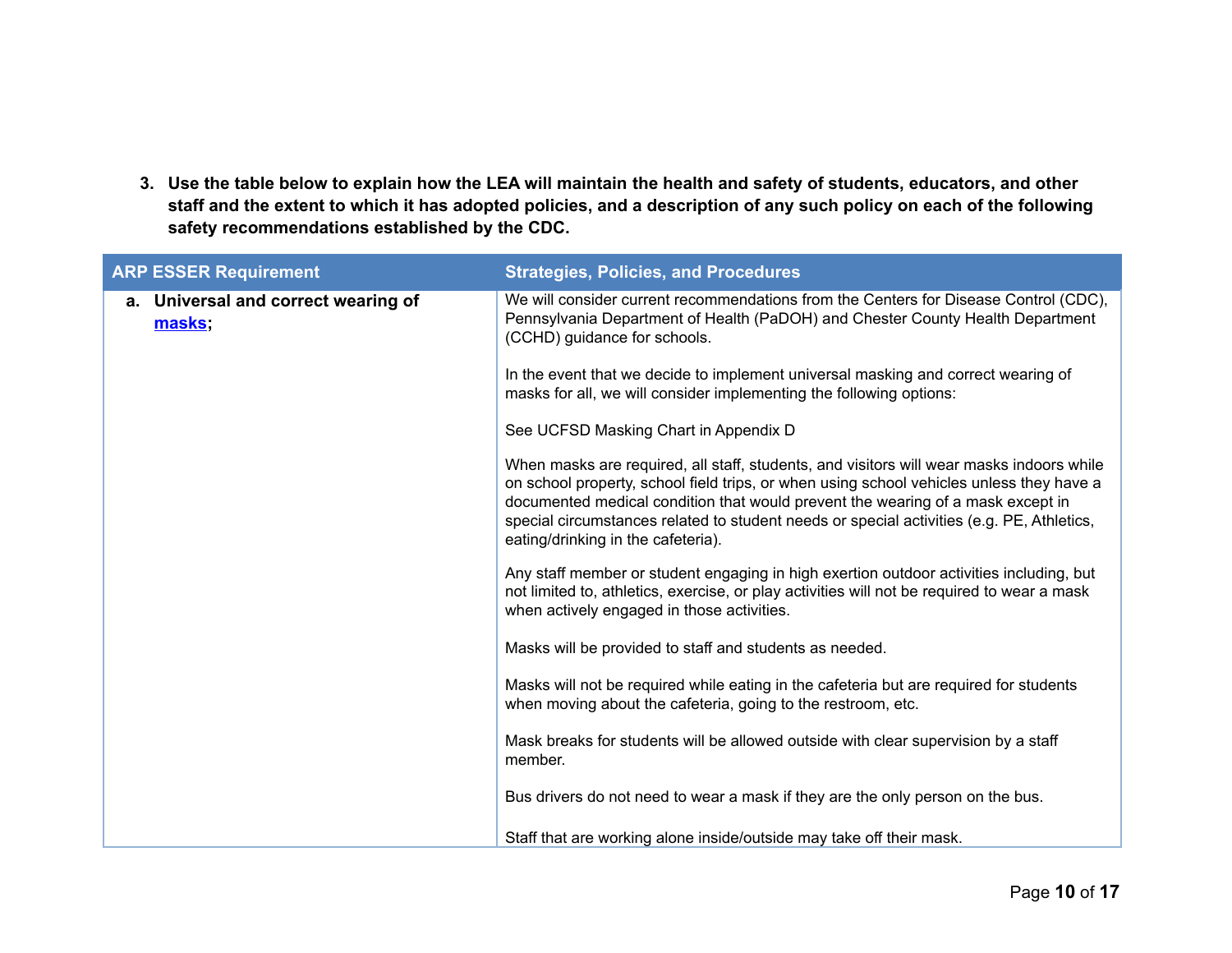3. **Use the table below to explain how the LEA will maintain the health and safety of students, educators, and other staff and the extent to which it has adopted policies, and a description of any such policy on each of the following safety recommendations established by the CDC.**

| ARP ESSER Requirement | Strategies, Policies, and Procedures |
| --- | --- |
| a. **Universal and correct wearing of [masks](masks);** | We will consider current recommendations from the Centers for Disease Control (CDC), Pennsylvania Department of Health (PaDOH) and Chester County Health Department (CCHD) guidance for schools.<br><br>In the event that we decide to implement universal masking and correct wearing of masks for all, we will consider implementing the following options:<br><br>See UCFSD Masking Chart in Appendix D<br><br>When masks are required, all staff, students, and visitors will wear masks indoors while on school property, school field trips, or when using school vehicles unless they have a documented medical condition that would prevent the wearing of a mask except in special circumstances related to student needs or special activities (e.g. PE, Athletics, eating/drinking in the cafeteria).<br><br>Any staff member or student engaging in high exertion outdoor activities including, but not limited to, athletics, exercise, or play activities will not be required to wear a mask when actively engaged in those activities.<br><br>Masks will be provided to staff and students as needed.<br><br>Masks will not be required while eating in the cafeteria but are required for students when moving about the cafeteria, going to the restroom, etc.<br><br>Mask breaks for students will be allowed outside with clear supervision by a staff member.<br><br>Bus drivers do not need to wear a mask if they are the only person on the bus.<br><br>Staff that are working alone inside/outside may take off their mask. |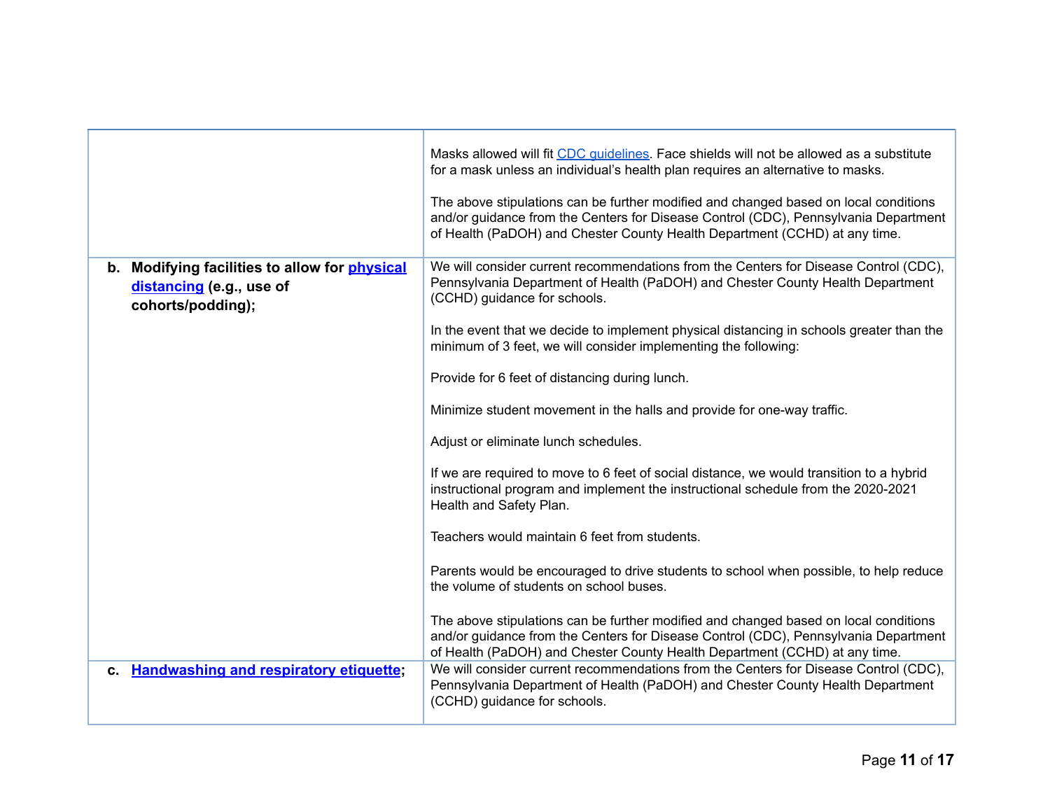| | |
|---|---|
| | Masks allowed will fit [CDC guidelines](). Face shields will not be allowed as a substitute for a mask unless an individual's health plan requires an alternative to masks.<br><br>The above stipulations can be further modified and changed based on local conditions and/or guidance from the Centers for Disease Control (CDC), Pennsylvania Department of Health (PaDOH) and Chester County Health Department (CCHD) at any time. |
| **b. Modifying facilities to allow for [physical distancing]() (e.g., use of cohorts/podding);** | We will consider current recommendations from the Centers for Disease Control (CDC), Pennsylvania Department of Health (PaDOH) and Chester County Health Department (CCHD) guidance for schools.<br><br>In the event that we decide to implement physical distancing in schools greater than the minimum of 3 feet, we will consider implementing the following:<br><br>Provide for 6 feet of distancing during lunch.<br><br>Minimize student movement in the halls and provide for one-way traffic.<br><br>Adjust or eliminate lunch schedules.<br><br>If we are required to move to 6 feet of social distance, we would transition to a hybrid instructional program and implement the instructional schedule from the 2020-2021 Health and Safety Plan.<br><br>Teachers would maintain 6 feet from students.<br><br>Parents would be encouraged to drive students to school when possible, to help reduce the volume of students on school buses.<br><br>The above stipulations can be further modified and changed based on local conditions and/or guidance from the Centers for Disease Control (CDC), Pennsylvania Department of Health (PaDOH) and Chester County Health Department (CCHD) at any time. |
| **c. [Handwashing and respiratory etiquette]();** | We will consider current recommendations from the Centers for Disease Control (CDC), Pennsylvania Department of Health (PaDOH) and Chester County Health Department (CCHD) guidance for schools. |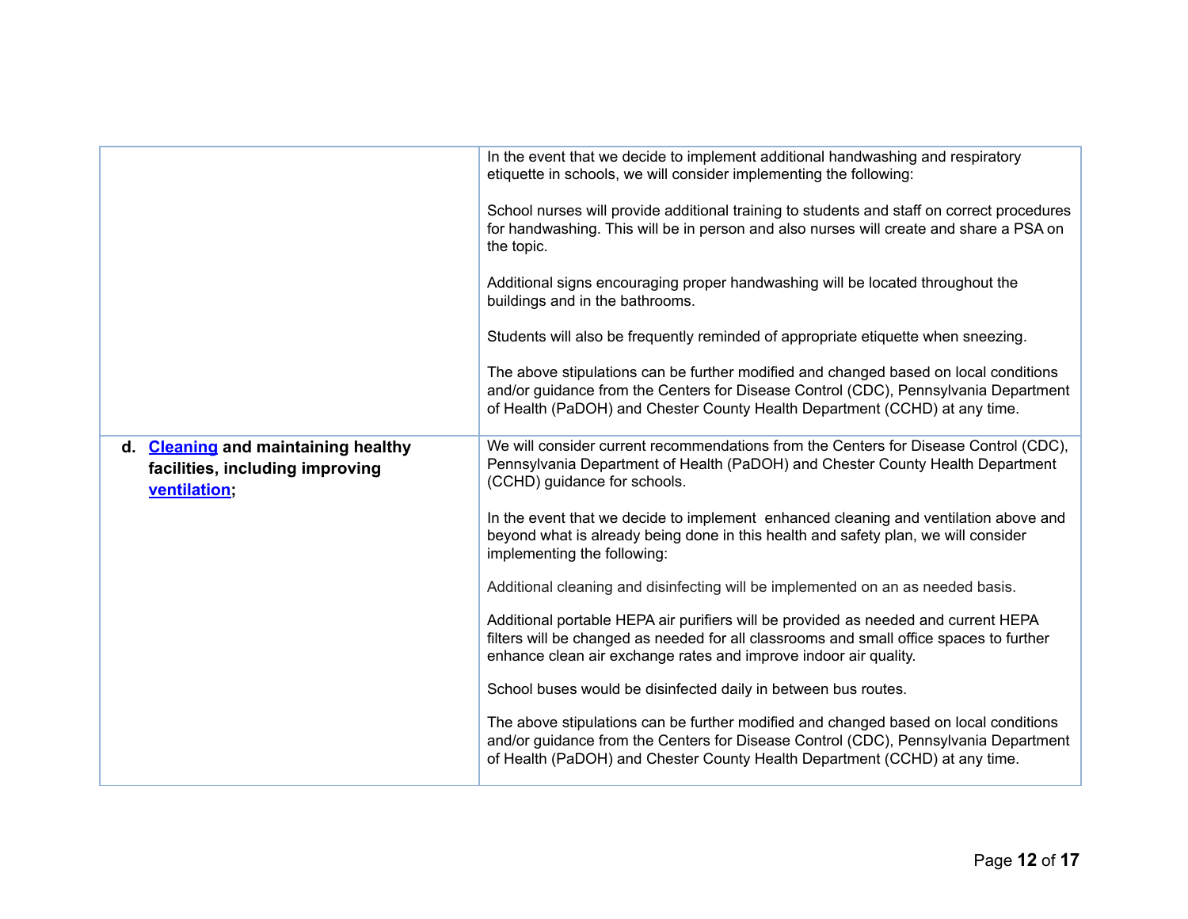| | |
|---|---|
| | In the event that we decide to implement additional handwashing and respiratory etiquette in schools, we will consider implementing the following:<br><br>School nurses will provide additional training to students and staff on correct procedures for handwashing. This will be in person and also nurses will create and share a PSA on the topic.<br><br>Additional signs encouraging proper handwashing will be located throughout the buildings and in the bathrooms.<br><br>Students will also be frequently reminded of appropriate etiquette when sneezing.<br><br>The above stipulations can be further modified and changed based on local conditions and/or guidance from the Centers for Disease Control (CDC), Pennsylvania Department of Health (PaDOH) and Chester County Health Department (CCHD) at any time. |
| **d. Cleaning and maintaining healthy facilities, including improving ventilation;** | We will consider current recommendations from the Centers for Disease Control (CDC), Pennsylvania Department of Health (PaDOH) and Chester County Health Department (CCHD) guidance for schools.<br><br>In the event that we decide to implement enhanced cleaning and ventilation above and beyond what is already being done in this health and safety plan, we will consider implementing the following:<br><br>Additional cleaning and disinfecting will be implemented on an as needed basis.<br><br>Additional portable HEPA air purifiers will be provided as needed and current HEPA filters will be changed as needed for all classrooms and small office spaces to further enhance clean air exchange rates and improve indoor air quality.<br><br>School buses would be disinfected daily in between bus routes.<br><br>The above stipulations can be further modified and changed based on local conditions and/or guidance from the Centers for Disease Control (CDC), Pennsylvania Department of Health (PaDOH) and Chester County Health Department (CCHD) at any time. |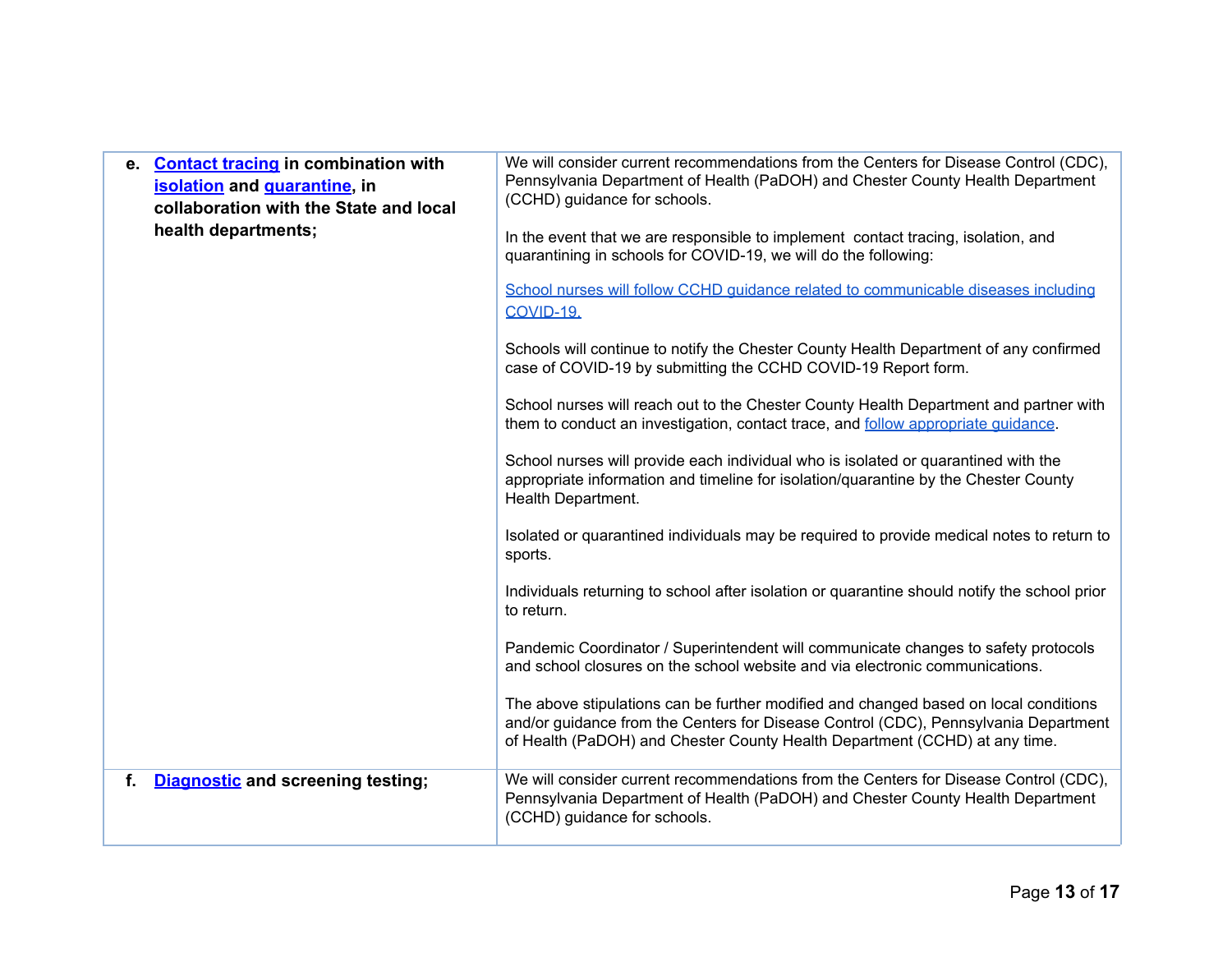| | |
|---|---|
| **e. Contact tracing in combination with isolation and quarantine, in collaboration with the State and local health departments;** | We will consider current recommendations from the Centers for Disease Control (CDC), Pennsylvania Department of Health (PaDOH) and Chester County Health Department (CCHD) guidance for schools.<br><br>In the event that we are responsible to implement contact tracing, isolation, and quarantining in schools for COVID-19, we will do the following:<br><br>School nurses will follow CCHD guidance related to communicable diseases including COVID-19.<br><br>Schools will continue to notify the Chester County Health Department of any confirmed case of COVID-19 by submitting the CCHD COVID-19 Report form.<br><br>School nurses will reach out to the Chester County Health Department and partner with them to conduct an investigation, contact trace, and follow appropriate guidance.<br><br>School nurses will provide each individual who is isolated or quarantined with the appropriate information and timeline for isolation/quarantine by the Chester County Health Department.<br><br>Isolated or quarantined individuals may be required to provide medical notes to return to sports.<br><br>Individuals returning to school after isolation or quarantine should notify the school prior to return.<br><br>Pandemic Coordinator / Superintendent will communicate changes to safety protocols and school closures on the school website and via electronic communications.<br><br>The above stipulations can be further modified and changed based on local conditions and/or guidance from the Centers for Disease Control (CDC), Pennsylvania Department of Health (PaDOH) and Chester County Health Department (CCHD) at any time. |
| **f. Diagnostic and screening testing;** | We will consider current recommendations from the Centers for Disease Control (CDC), Pennsylvania Department of Health (PaDOH) and Chester County Health Department (CCHD) guidance for schools. |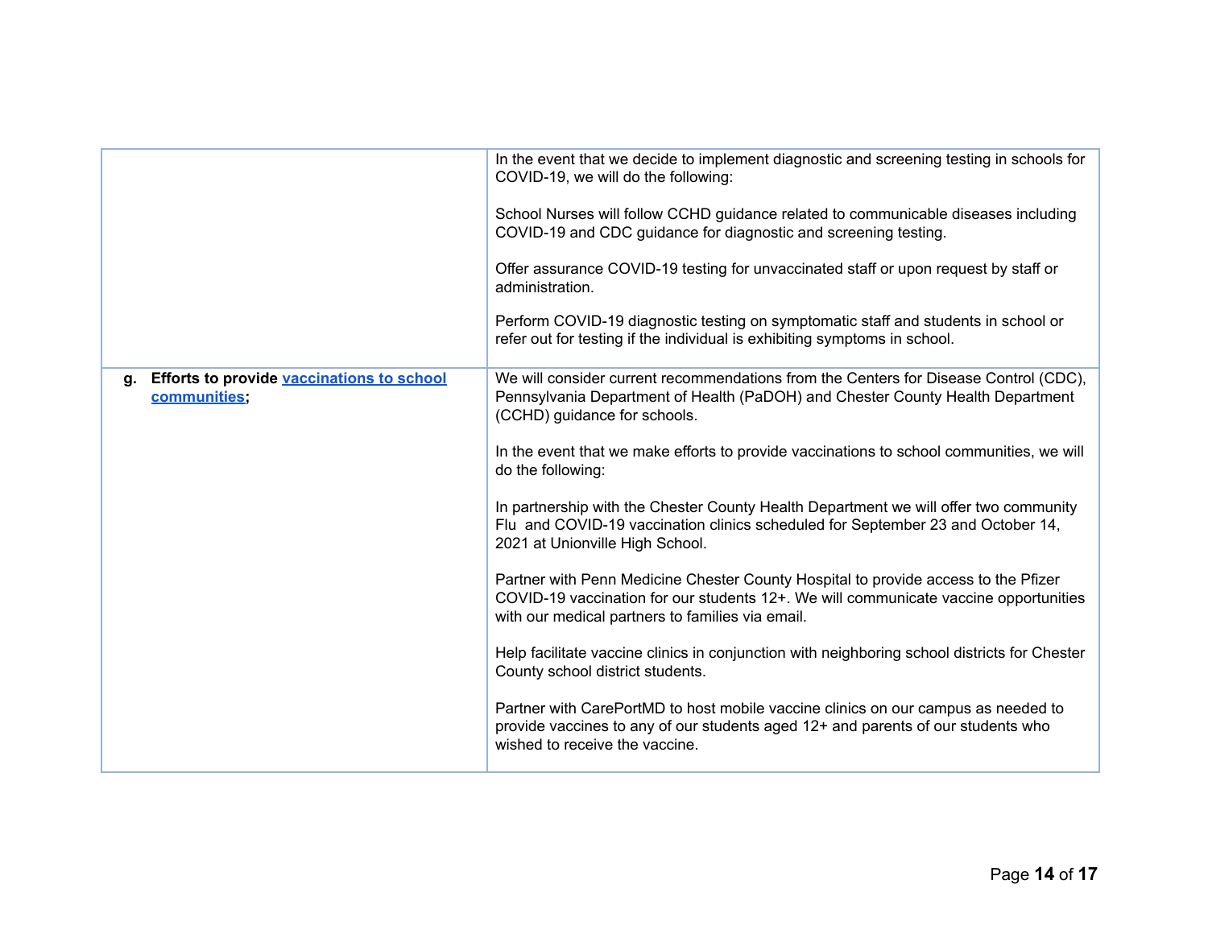| | |
|---|---|
| | In the event that we decide to implement diagnostic and screening testing in schools for COVID-19, we will do the following:<br><br>School Nurses will follow CCHD guidance related to communicable diseases including COVID-19 and CDC guidance for diagnostic and screening testing.<br><br>Offer assurance COVID-19 testing for unvaccinated staff or upon request by staff or administration.<br><br>Perform COVID-19 diagnostic testing on symptomatic staff and students in school or refer out for testing if the individual is exhibiting symptoms in school. |
| **g. Efforts to provide [vaccinations to school communities](#);** | We will consider current recommendations from the Centers for Disease Control (CDC), Pennsylvania Department of Health (PaDOH) and Chester County Health Department (CCHD) guidance for schools.<br><br>In the event that we make efforts to provide vaccinations to school communities, we will do the following:<br><br>In partnership with the Chester County Health Department we will offer two community Flu and COVID-19 vaccination clinics scheduled for September 23 and October 14, 2021 at Unionville High School.<br><br>Partner with Penn Medicine Chester County Hospital to provide access to the Pfizer COVID-19 vaccination for our students 12+. We will communicate vaccine opportunities with our medical partners to families via email.<br><br>Help facilitate vaccine clinics in conjunction with neighboring school districts for Chester County school district students.<br><br>Partner with CarePortMD to host mobile vaccine clinics on our campus as needed to provide vaccines to any of our students aged 12+ and parents of our students who wished to receive the vaccine. |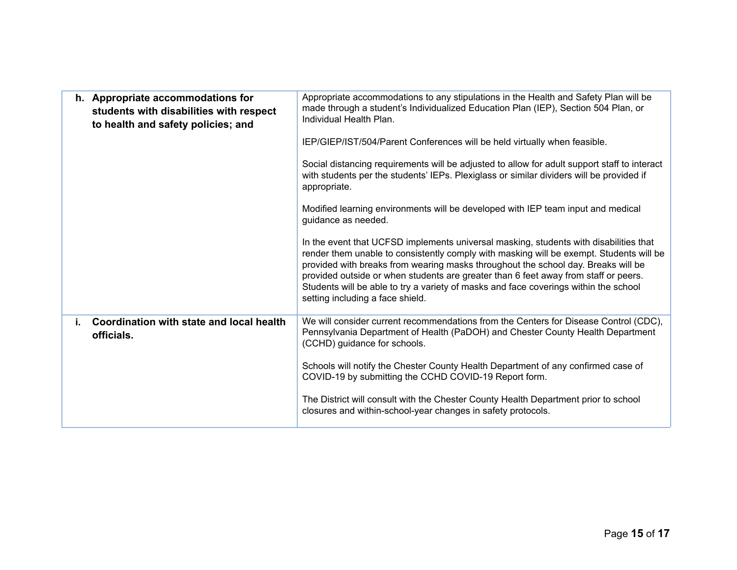| | |
|---|---|
| **h. Appropriate accommodations for students with disabilities with respect to health and safety policies; and** | Appropriate accommodations to any stipulations in the Health and Safety Plan will be made through a student's Individualized Education Plan (IEP), Section 504 Plan, or Individual Health Plan.<br><br>IEP/GIEP/IST/504/Parent Conferences will be held virtually when feasible.<br><br>Social distancing requirements will be adjusted to allow for adult support staff to interact with students per the students' IEPs. Plexiglass or similar dividers will be provided if appropriate.<br><br>Modified learning environments will be developed with IEP team input and medical guidance as needed.<br><br>In the event that UCFSD implements universal masking, students with disabilities that render them unable to consistently comply with masking will be exempt. Students will be provided with breaks from wearing masks throughout the school day. Breaks will be provided outside or when students are greater than 6 feet away from staff or peers. Students will be able to try a variety of masks and face coverings within the school setting including a face shield. |
| **i. Coordination with state and local health officials.** | We will consider current recommendations from the Centers for Disease Control (CDC), Pennsylvania Department of Health (PaDOH) and Chester County Health Department (CCHD) guidance for schools.<br><br>Schools will notify the Chester County Health Department of any confirmed case of COVID-19 by submitting the CCHD COVID-19 Report form.<br><br>The District will consult with the Chester County Health Department prior to school closures and within-school-year changes in safety protocols. |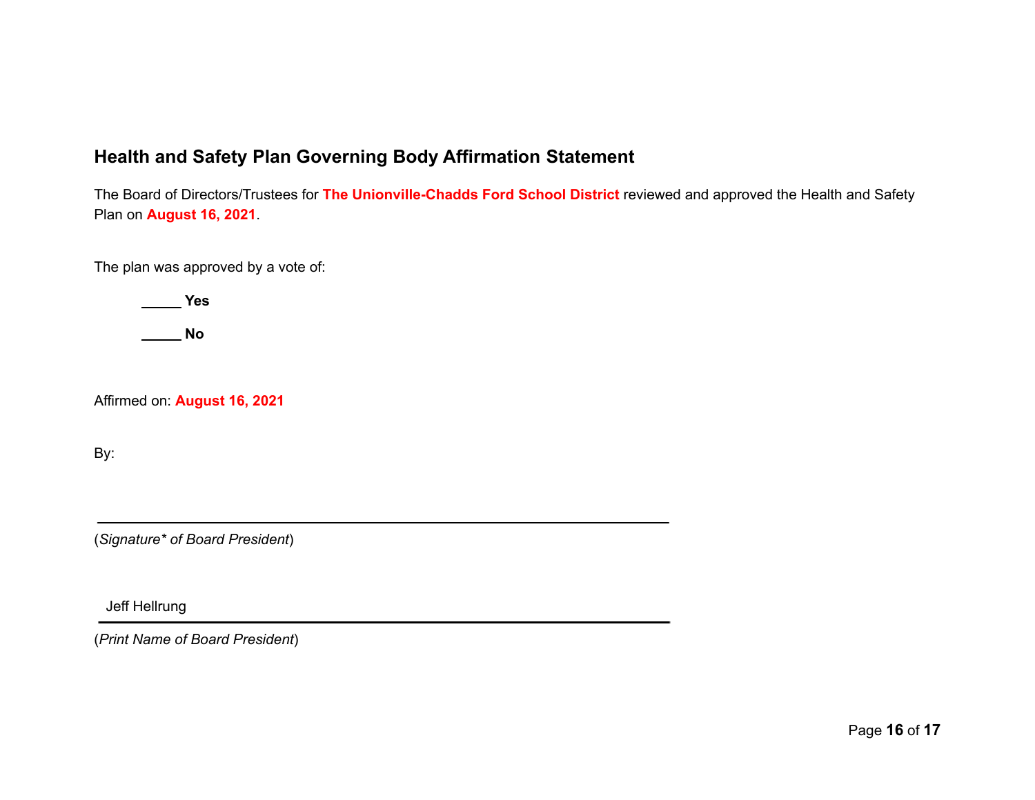## Health and Safety Plan Governing Body Affirmation Statement

The Board of Directors/Trustees for **The Unionville-Chadds Ford School District** reviewed and approved the Health and Safety Plan on **August 16, 2021**.

The plan was approved by a vote of:

_____ **Yes**

_____ **No**

Affirmed on: **August 16, 2021**

By:

\_\_\_\_\_\_\_\_\_\_\_\_\_\_\_\_\_\_\_\_\_\_\_\_\_\_\_\_\_\_\_\_\_\_\_\_\_\_\_\_\_\_\_\_\_\_\_\_\_\_

(*Signature\* of Board President*)

Jeff Hellrung

\_\_\_\_\_\_\_\_\_\_\_\_\_\_\_\_\_\_\_\_\_\_\_\_\_\_\_\_\_\_\_\_\_\_\_\_\_\_\_\_\_\_\_\_\_\_\_\_\_\_

(*Print Name of Board President*)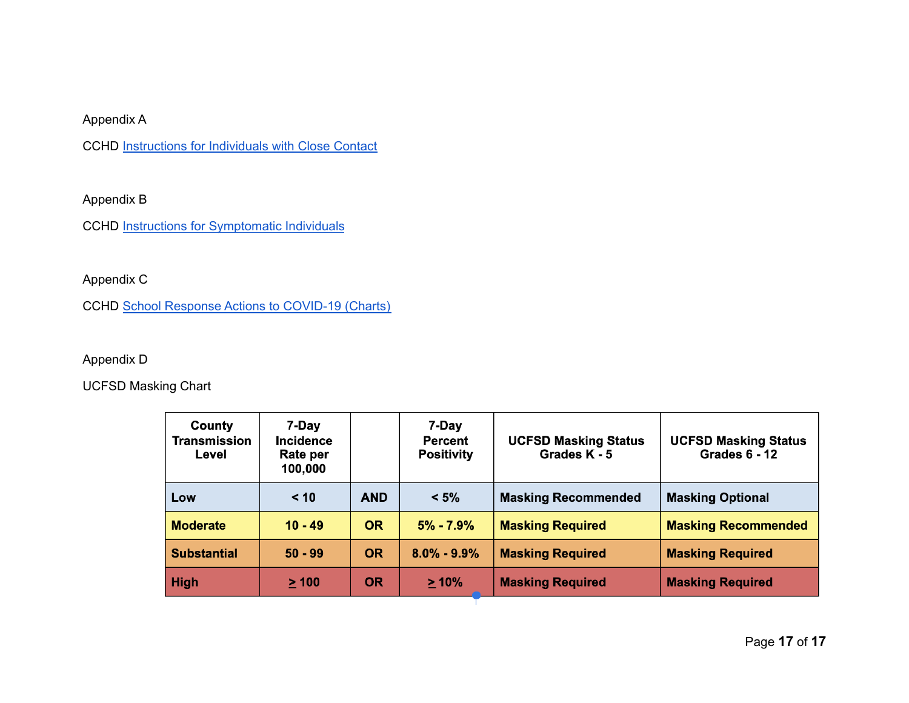Appendix A

CCHD Instructions for Individuals with Close Contact

Appendix B

CCHD Instructions for Symptomatic Individuals

Appendix C

CCHD School Response Actions to COVID-19 (Charts)

Appendix D

UCFSD Masking Chart

| County Transmission Level | 7-Day Incidence Rate per 100,000 | | 7-Day Percent Positivity | UCFSD Masking Status Grades K - 5 | UCFSD Masking Status Grades 6 - 12 |
|---|---|---|---|---|---|
| **Low** | **< 10** | **AND** | **< 5%** | **Masking Recommended** | **Masking Optional** |
| **Moderate** | **10 - 49** | **OR** | **5% - 7.9%** | **Masking Required** | **Masking Recommended** |
| **Substantial** | **50 - 99** | **OR** | **8.0% - 9.9%** | **Masking Required** | **Masking Required** |
| **High** | **≥ 100** | **OR** | **≥ 10%** | **Masking Required** | **Masking Required** |